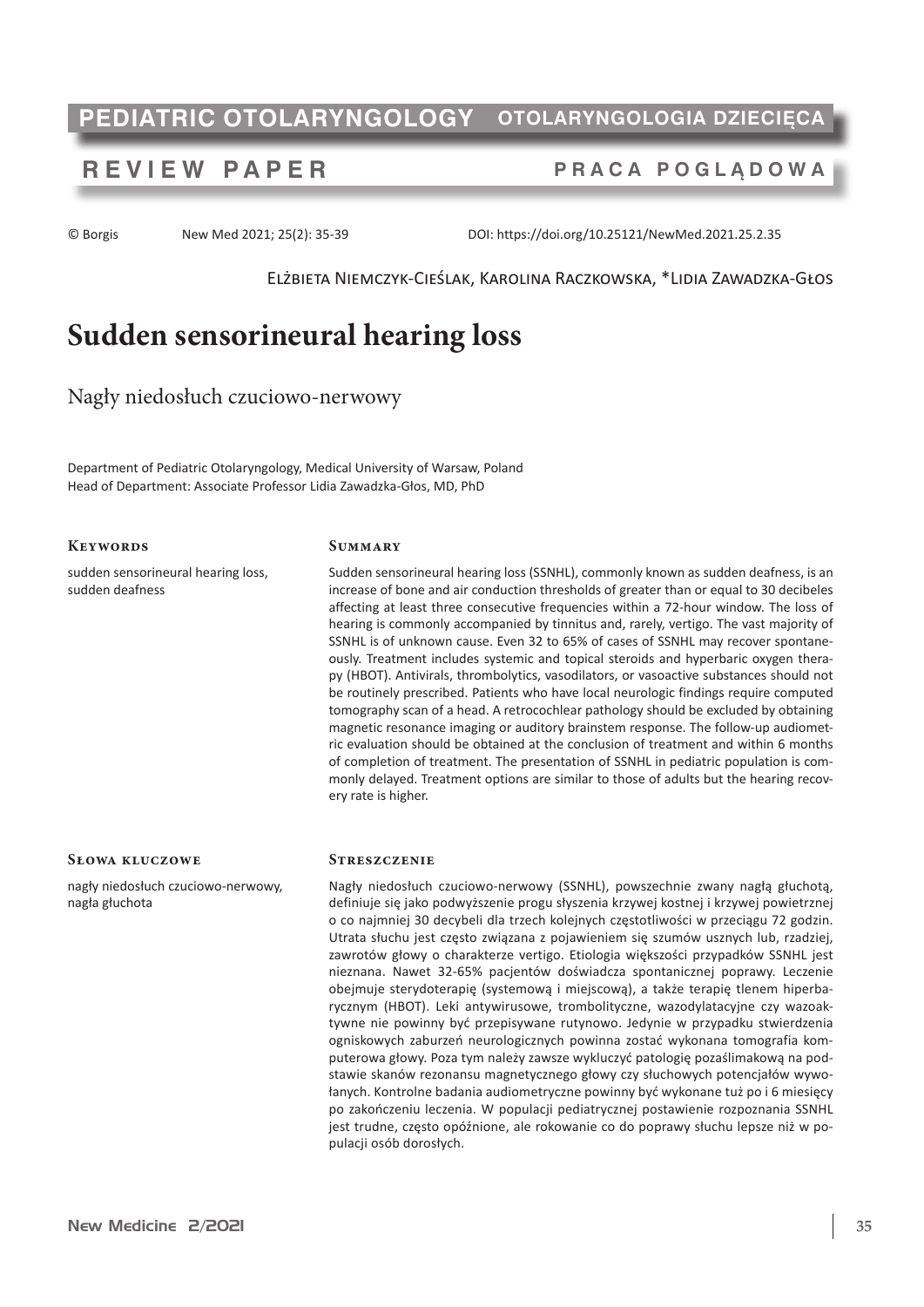PEDIATRIC OTOLARYNGOLOGY | OTOLARYNGOLOGIA DZIECIĘCA

REVIEW PAPER | PRACA POGLĄDOWA

© Borgis New Med 2021; 25(2): 35-39 DOI: https://doi.org/10.25121/NewMed.2021.25.2.35

Elżbieta Niemczyk-Cieślak, Karolina Raczkowska, *Lidia Zawadzka-Głos

# Sudden sensorineural hearing loss

## Nagły niedosłuch czuciowo-nerwowy

Department of Pediatric Otolaryngology, Medical University of Warsaw, Poland
Head of Department: Associate Professor Lidia Zawadzka-Głos, MD, PhD

### Keywords

sudden sensorineural hearing loss, sudden deafness

### Summary

Sudden sensorineural hearing loss (SSNHL), commonly known as sudden deafness, is an increase of bone and air conduction thresholds of greater than or equal to 30 decibeles affecting at least three consecutive frequencies within a 72-hour window. The loss of hearing is commonly accompanied by tinnitus and, rarely, vertigo. The vast majority of SSNHL is of unknown cause. Even 32 to 65% of cases of SSNHL may recover spontaneously. Treatment includes systemic and topical steroids and hyperbaric oxygen therapy (HBOT). Antivirals, thrombolytics, vasodilators, or vasoactive substances should not be routinely prescribed. Patients who have local neurologic findings require computed tomography scan of a head. A retrocochlear pathology should be excluded by obtaining magnetic resonance imaging or auditory brainstem response. The follow-up audiometric evaluation should be obtained at the conclusion of treatment and within 6 months of completion of treatment. The presentation of SSNHL in pediatric population is commonly delayed. Treatment options are similar to those of adults but the hearing recovery rate is higher.

### Słowa kluczowe

nagły niedosłuch czuciowo-nerwowy, nagła głuchota

### Streszczenie

Nagły niedosłuch czuciowo-nerwowy (SSNHL), powszechnie zwany nagłą głuchotą, definiuje się jako podwyższenie progu słyszenia krzywej kostnej i krzywej powietrznej o co najmniej 30 decybeli dla trzech kolejnych częstotliwości w przeciągu 72 godzin. Utrata słuchu jest często związana z pojawieniem się szumów usznych lub, rzadziej, zawrotów głowy o charakterze vertigo. Etiologia większości przypadków SSNHL jest nieznana. Nawet 32-65% pacjentów doświadcza spontanicznej poprawy. Leczenie obejmuje sterydoterapię (systemową i miejscową), a także terapię tlenem hiperbarycznym (HBOT). Leki antywirusowe, trombolityczne, wazodylatacyjne czy wazoaktywne nie powinny być przepisywane rutynowo. Jedynie w przypadku stwierdzenia ogniskowych zaburzeń neurologicznych powinna zostać wykonana tomografia komputerowa głowy. Poza tym należy zawsze wykluczyć patologię pozaślimakową na podstawie skanów rezonansu magnetycznego głowy czy słuchowych potencjałów wywołanych. Kontrolne badania audiometryczne powinny być wykonane tuż po i 6 miesięcy po zakończeniu leczenia. W populacji pediatrycznej postawienie rozpoznania SSNHL jest trudne, często opóźnione, ale rokowanie co do poprawy słuchu lepsze niż w populacji osób dorosłych.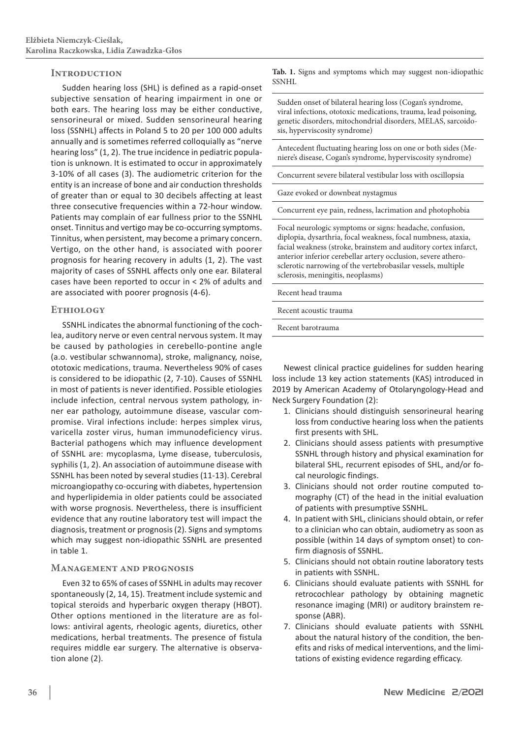## Introduction

Sudden hearing loss (SHL) is defined as a rapid-onset subjective sensation of hearing impairment in one or both ears. The hearing loss may be either conductive, sensorineural or mixed. Sudden sensorineural hearing loss (SSNHL) affects in Poland 5 to 20 per 100 000 adults annually and is sometimes referred colloquially as "nerve hearing loss" (1, 2). The true incidence in pediatric population is unknown. It is estimated to occur in approximately 3-10% of all cases (3). The audiometric criterion for the entity is an increase of bone and air conduction thresholds of greater than or equal to 30 decibels affecting at least three consecutive frequencies within a 72-hour window. Patients may complain of ear fullness prior to the SSNHL onset. Tinnitus and vertigo may be co-occurring symptoms. Tinnitus, when persistent, may become a primary concern. Vertigo, on the other hand, is associated with poorer prognosis for hearing recovery in adults (1, 2). The vast majority of cases of SSNHL affects only one ear. Bilateral cases have been reported to occur in < 2% of adults and are associated with poorer prognosis (4-6).

## Ethiology

SSNHL indicates the abnormal functioning of the cochlea, auditory nerve or even central nervous system. It may be caused by pathologies in cerebello-pontine angle (a.o. vestibular schwannoma), stroke, malignancy, noise, ototoxic medications, trauma. Nevertheless 90% of cases is considered to be idiopathic (2, 7-10). Causes of SSNHL in most of patients is never identified. Possible etiologies include infection, central nervous system pathology, inner ear pathology, autoimmune disease, vascular compromise. Viral infections include: herpes simplex virus, varicella zoster virus, human immunodeficiency virus. Bacterial pathogens which may influence development of SSNHL are: mycoplasma, Lyme disease, tuberculosis, syphilis (1, 2). An association of autoimmune disease with SSNHL has been noted by several studies (11-13). Cerebral microangiopathy co-occuring with diabetes, hypertension and hyperlipidemia in older patients could be associated with worse prognosis. Nevertheless, there is insufficient evidence that any routine laboratory test will impact the diagnosis, treatment or prognosis (2). Signs and symptoms which may suggest non-idiopathic SSNHL are presented in table 1.

**Tab. 1.** Signs and symptoms which may suggest non-idiopathic SSNHL

| |
|---|
| Sudden onset of bilateral hearing loss (Cogan's syndrome, viral infections, ototoxic medications, trauma, lead poisoning, genetic disorders, mitochondrial disorders, MELAS, sarcoidosis, hyperviscosity syndrome) |
| Antecedent fluctuating hearing loss on one or both sides (Meniere's disease, Cogan's syndrome, hyperviscosity syndrome) |
| Concurrent severe bilateral vestibular loss with oscillopsia |
| Gaze evoked or downbeat nystagmus |
| Concurrent eye pain, redness, lacrimation and photophobia |
| Focal neurologic symptoms or signs: headache, confusion, diplopia, dysarthria, focal weakness, focal numbness, ataxia, facial weakness (stroke, brainstem and auditory cortex infarct, anterior inferior cerebellar artery occlusion, severe atherosclerotic narrowing of the vertebrobasilar vessels, multiple sclerosis, meningitis, neoplasms) |
| Recent head trauma |
| Recent acoustic trauma |
| Recent barotrauma |

## Management and prognosis

Even 32 to 65% of cases of SSNHL in adults may recover spontaneously (2, 14, 15). Treatment include systemic and topical steroids and hyperbaric oxygen therapy (HBOT). Other options mentioned in the literature are as follows: antiviral agents, rheologic agents, diuretics, other medications, herbal treatments. The presence of fistula requires middle ear surgery. The alternative is observation alone (2).

Newest clinical practice guidelines for sudden hearing loss include 13 key action statements (KAS) introduced in 2019 by American Academy of Otolaryngology-Head and Neck Surgery Foundation (2):

1. Clinicians should distinguish sensorineural hearing loss from conductive hearing loss when the patients first presents with SHL.
2. Clinicians should assess patients with presumptive SSNHL through history and physical examination for bilateral SHL, recurrent episodes of SHL, and/or focal neurologic findings.
3. Clinicians should not order routine computed tomography (CT) of the head in the initial evaluation of patients with presumptive SSNHL.
4. In patient with SHL, clinicians should obtain, or refer to a clinician who can obtain, audiometry as soon as possible (within 14 days of symptom onset) to confirm diagnosis of SSNHL.
5. Clinicians should not obtain routine laboratory tests in patients with SSNHL.
6. Clinicians should evaluate patients with SSNHL for retrocochlear pathology by obtaining magnetic resonance imaging (MRI) or auditory brainstem response (ABR).
7. Clinicians should evaluate patients with SSNHL about the natural history of the condition, the benefits and risks of medical interventions, and the limitations of existing evidence regarding efficacy.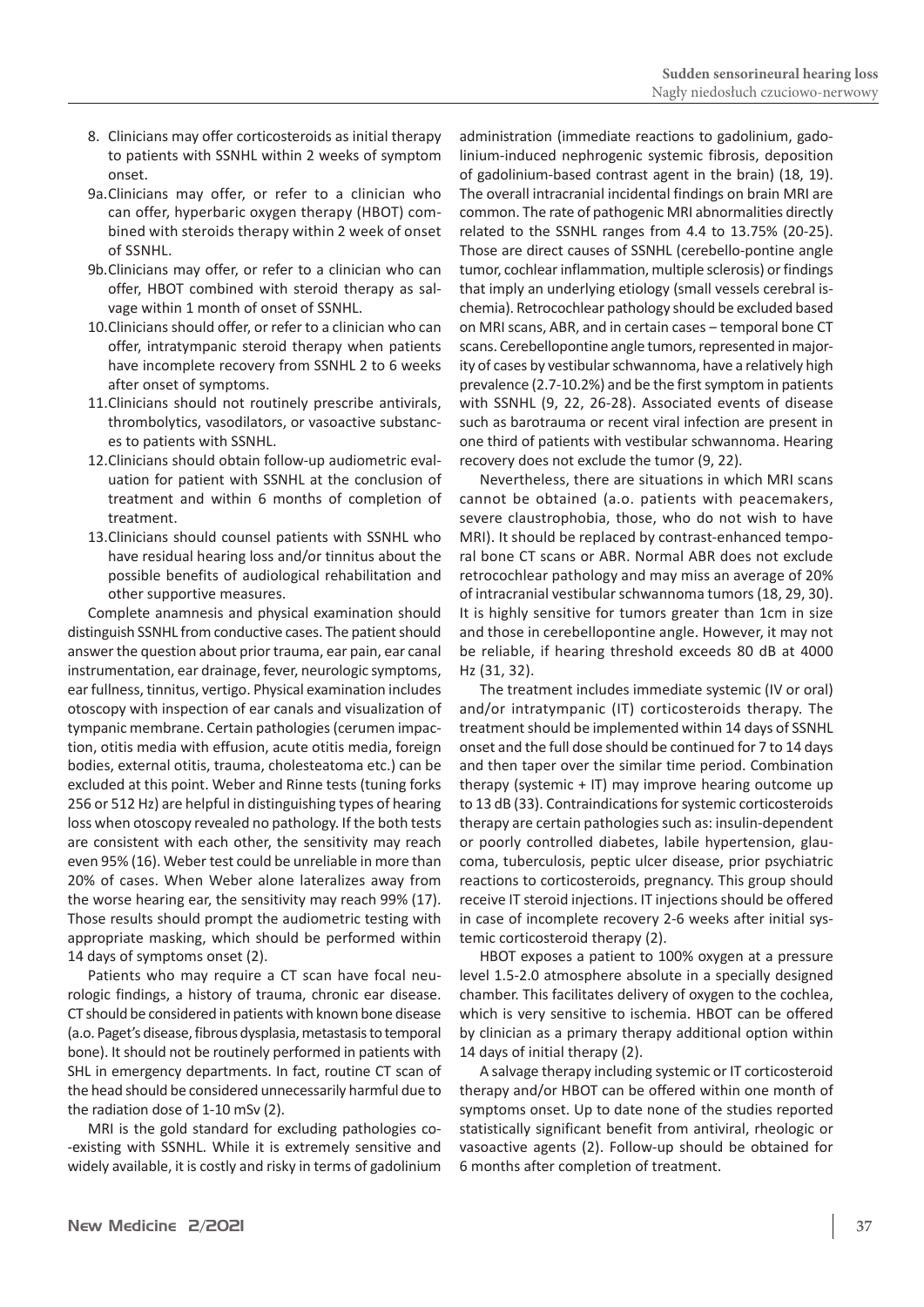8. Clinicians may offer corticosteroids as initial therapy to patients with SSNHL within 2 weeks of symptom onset.

9a. Clinicians may offer, or refer to a clinician who can offer, hyperbaric oxygen therapy (HBOT) combined with steroids therapy within 2 week of onset of SSNHL.

9b. Clinicians may offer, or refer to a clinician who can offer, HBOT combined with steroid therapy as salvage within 1 month of onset of SSNHL.

10. Clinicians should offer, or refer to a clinician who can offer, intratympanic steroid therapy when patients have incomplete recovery from SSNHL 2 to 6 weeks after onset of symptoms.

11. Clinicians should not routinely prescribe antivirals, thrombolytics, vasodilators, or vasoactive substances to patients with SSNHL.

12. Clinicians should obtain follow-up audiometric evaluation for patient with SSNHL at the conclusion of treatment and within 6 months of completion of treatment.

13. Clinicians should counsel patients with SSNHL who have residual hearing loss and/or tinnitus about the possible benefits of audiological rehabilitation and other supportive measures.

Complete anamnesis and physical examination should distinguish SSNHL from conductive cases. The patient should answer the question about prior trauma, ear pain, ear canal instrumentation, ear drainage, fever, neurologic symptoms, ear fullness, tinnitus, vertigo. Physical examination includes otoscopy with inspection of ear canals and visualization of tympanic membrane. Certain pathologies (cerumen impaction, otitis media with effusion, acute otitis media, foreign bodies, external otitis, trauma, cholesteatoma etc.) can be excluded at this point. Weber and Rinne tests (tuning forks 256 or 512 Hz) are helpful in distinguishing types of hearing loss when otoscopy revealed no pathology. If the both tests are consistent with each other, the sensitivity may reach even 95% (16). Weber test could be unreliable in more than 20% of cases. When Weber alone lateralizes away from the worse hearing ear, the sensitivity may reach 99% (17). Those results should prompt the audiometric testing with appropriate masking, which should be performed within 14 days of symptoms onset (2).

Patients who may require a CT scan have focal neurologic findings, a history of trauma, chronic ear disease. CT should be considered in patients with known bone disease (a.o. Paget's disease, fibrous dysplasia, metastasis to temporal bone). It should not be routinely performed in patients with SHL in emergency departments. In fact, routine CT scan of the head should be considered unnecessarily harmful due to the radiation dose of 1-10 mSv (2).

MRI is the gold standard for excluding pathologies co-existing with SSNHL. While it is extremely sensitive and widely available, it is costly and risky in terms of gadolinium administration (immediate reactions to gadolinium, gadolinium-induced nephrogenic systemic fibrosis, deposition of gadolinium-based contrast agent in the brain) (18, 19). The overall intracranial incidental findings on brain MRI are common. The rate of pathogenic MRI abnormalities directly related to the SSNHL ranges from 4.4 to 13.75% (20-25). Those are direct causes of SSNHL (cerebello-pontine angle tumor, cochlear inflammation, multiple sclerosis) or findings that imply an underlying etiology (small vessels cerebral ischemia). Retrocochlear pathology should be excluded based on MRI scans, ABR, and in certain cases – temporal bone CT scans. Cerebellopontine angle tumors, represented in majority of cases by vestibular schwannoma, have a relatively high prevalence (2.7-10.2%) and be the first symptom in patients with SSNHL (9, 22, 26-28). Associated events of disease such as barotrauma or recent viral infection are present in one third of patients with vestibular schwannoma. Hearing recovery does not exclude the tumor (9, 22).

Nevertheless, there are situations in which MRI scans cannot be obtained (a.o. patients with peacemakers, severe claustrophobia, those, who do not wish to have MRI). It should be replaced by contrast-enhanced temporal bone CT scans or ABR. Normal ABR does not exclude retrocochlear pathology and may miss an average of 20% of intracranial vestibular schwannoma tumors (18, 29, 30). It is highly sensitive for tumors greater than 1cm in size and those in cerebellopontine angle. However, it may not be reliable, if hearing threshold exceeds 80 dB at 4000 Hz (31, 32).

The treatment includes immediate systemic (IV or oral) and/or intratympanic (IT) corticosteroids therapy. The treatment should be implemented within 14 days of SSNHL onset and the full dose should be continued for 7 to 14 days and then taper over the similar time period. Combination therapy (systemic + IT) may improve hearing outcome up to 13 dB (33). Contraindications for systemic corticosteroids therapy are certain pathologies such as: insulin-dependent or poorly controlled diabetes, labile hypertension, glaucoma, tuberculosis, peptic ulcer disease, prior psychiatric reactions to corticosteroids, pregnancy. This group should receive IT steroid injections. IT injections should be offered in case of incomplete recovery 2-6 weeks after initial systemic corticosteroid therapy (2).

HBOT exposes a patient to 100% oxygen at a pressure level 1.5-2.0 atmosphere absolute in a specially designed chamber. This facilitates delivery of oxygen to the cochlea, which is very sensitive to ischemia. HBOT can be offered by clinician as a primary therapy additional option within 14 days of initial therapy (2).

A salvage therapy including systemic or IT corticosteroid therapy and/or HBOT can be offered within one month of symptoms onset. Up to date none of the studies reported statistically significant benefit from antiviral, rheologic or vasoactive agents (2). Follow-up should be obtained for 6 months after completion of treatment.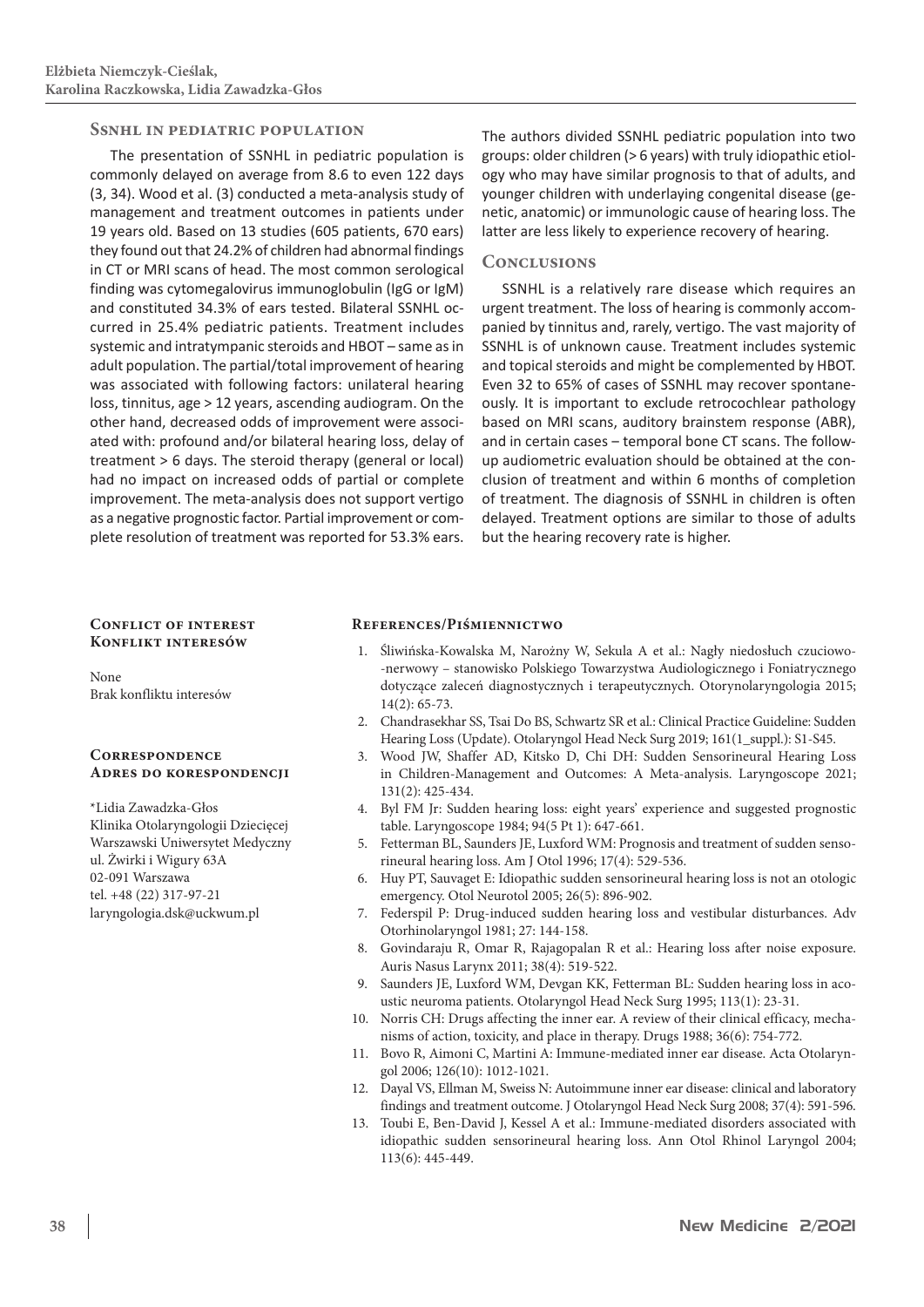## Ssnhl in pediatric population

The presentation of SSNHL in pediatric population is commonly delayed on average from 8.6 to even 122 days (3, 34). Wood et al. (3) conducted a meta-analysis study of management and treatment outcomes in patients under 19 years old. Based on 13 studies (605 patients, 670 ears) they found out that 24.2% of children had abnormal findings in CT or MRI scans of head. The most common serological finding was cytomegalovirus immunoglobulin (IgG or IgM) and constituted 34.3% of ears tested. Bilateral SSNHL occurred in 25.4% pediatric patients. Treatment includes systemic and intratympanic steroids and HBOT – same as in adult population. The partial/total improvement of hearing was associated with following factors: unilateral hearing loss, tinnitus, age > 12 years, ascending audiogram. On the other hand, decreased odds of improvement were associated with: profound and/or bilateral hearing loss, delay of treatment > 6 days. The steroid therapy (general or local) had no impact on increased odds of partial or complete improvement. The meta-analysis does not support vertigo as a negative prognostic factor. Partial improvement or complete resolution of treatment was reported for 53.3% ears. The authors divided SSNHL pediatric population into two groups: older children (> 6 years) with truly idiopathic etiology who may have similar prognosis to that of adults, and younger children with underlaying congenital disease (genetic, anatomic) or immunologic cause of hearing loss. The latter are less likely to experience recovery of hearing.

## Conclusions

SSNHL is a relatively rare disease which requires an urgent treatment. The loss of hearing is commonly accompanied by tinnitus and, rarely, vertigo. The vast majority of SSNHL is of unknown cause. Treatment includes systemic and topical steroids and might be complemented by HBOT. Even 32 to 65% of cases of SSNHL may recover spontaneously. It is important to exclude retrocochlear pathology based on MRI scans, auditory brainstem response (ABR), and in certain cases – temporal bone CT scans. The follow-up audiometric evaluation should be obtained at the conclusion of treatment and within 6 months of completion of treatment. The diagnosis of SSNHL in children is often delayed. Treatment options are similar to those of adults but the hearing recovery rate is higher.

### Conflict of interest
### Konflikt interesów

None
Brak konfliktu interesów

### Correspondence
### Adres do korespondencji

*Lidia Zawadzka-Głos
Klinika Otolaryngologii Dziecięcej
Warszawski Uniwersytet Medyczny
ul. Żwirki i Wigury 63A
02-091 Warszawa
tel. +48 (22) 317-97-21
laryngologia.dsk@uckwum.pl

## References/Piśmiennictwo

1. Śliwińska-Kowalska M, Narożny W, Sekula A et al.: Nagły niedosłuch czuciowo--nerwowy – stanowisko Polskiego Towarzystwa Audiologicznego i Foniatrycznego dotyczące zaleceń diagnostycznych i terapeutycznych. Otorynolaryngologia 2015; 14(2): 65-73.
2. Chandrasekhar SS, Tsai Do BS, Schwartz SR et al.: Clinical Practice Guideline: Sudden Hearing Loss (Update). Otolaryngol Head Neck Surg 2019; 161(1_suppl.): S1-S45.
3. Wood JW, Shaffer AD, Kitsko D, Chi DH: Sudden Sensorineural Hearing Loss in Children-Management and Outcomes: A Meta-analysis. Laryngoscope 2021; 131(2): 425-434.
4. Byl FM Jr: Sudden hearing loss: eight years' experience and suggested prognostic table. Laryngoscope 1984; 94(5 Pt 1): 647-661.
5. Fetterman BL, Saunders JE, Luxford WM: Prognosis and treatment of sudden sensorineural hearing loss. Am J Otol 1996; 17(4): 529-536.
6. Huy PT, Sauvaget E: Idiopathic sudden sensorineural hearing loss is not an otologic emergency. Otol Neurotol 2005; 26(5): 896-902.
7. Federspil P: Drug-induced sudden hearing loss and vestibular disturbances. Adv Otorhinolaryngol 1981; 27: 144-158.
8. Govindaraju R, Omar R, Rajagopalan R et al.: Hearing loss after noise exposure. Auris Nasus Larynx 2011; 38(4): 519-522.
9. Saunders JE, Luxford WM, Devgan KK, Fetterman BL: Sudden hearing loss in acoustic neuroma patients. Otolaryngol Head Neck Surg 1995; 113(1): 23-31.
10. Norris CH: Drugs affecting the inner ear. A review of their clinical efficacy, mechanisms of action, toxicity, and place in therapy. Drugs 1988; 36(6): 754-772.
11. Bovo R, Aimoni C, Martini A: Immune-mediated inner ear disease. Acta Otolaryngol 2006; 126(10): 1012-1021.
12. Dayal VS, Ellman M, Sweiss N: Autoimmune inner ear disease: clinical and laboratory findings and treatment outcome. J Otolaryngol Head Neck Surg 2008; 37(4): 591-596.
13. Toubi E, Ben-David J, Kessel A et al.: Immune-mediated disorders associated with idiopathic sudden sensorineural hearing loss. Ann Otol Rhinol Laryngol 2004; 113(6): 445-449.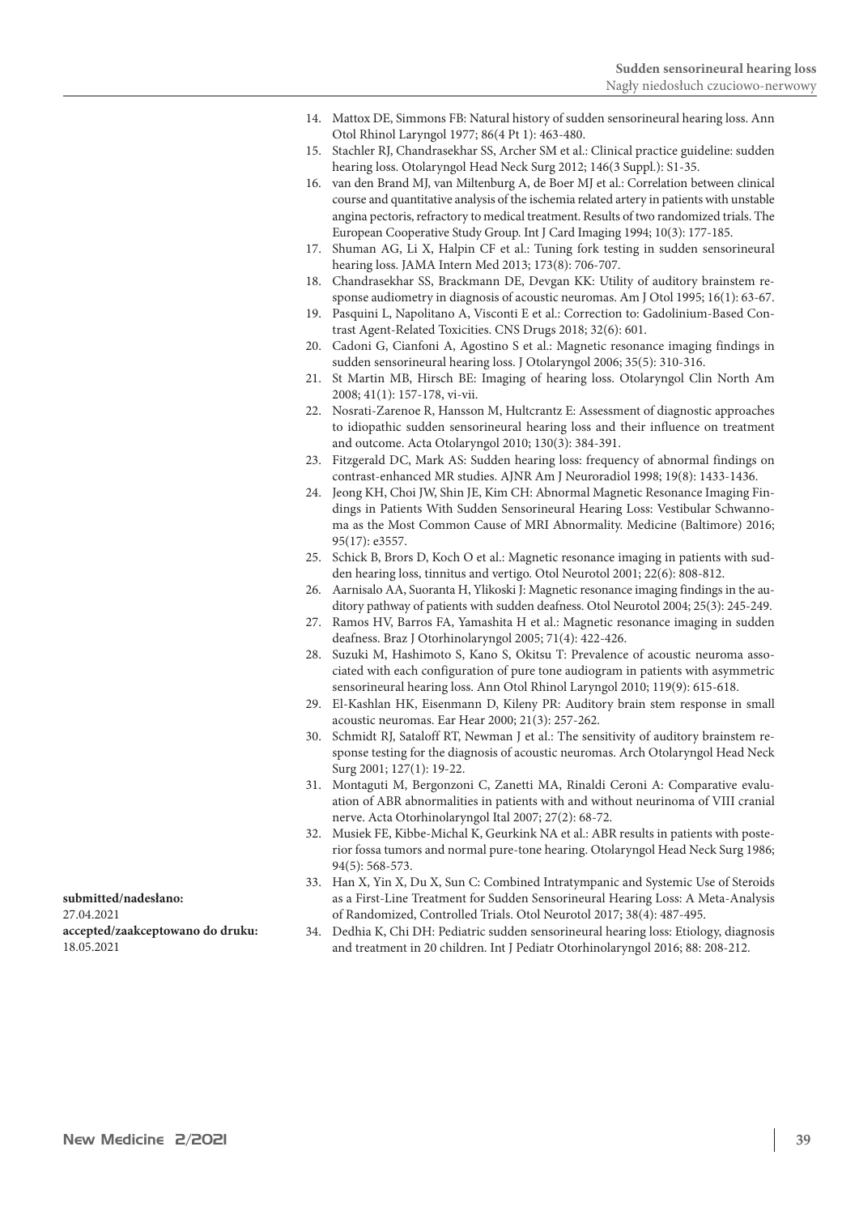14. Mattox DE, Simmons FB: Natural history of sudden sensorineural hearing loss. Ann Otol Rhinol Laryngol 1977; 86(4 Pt 1): 463-480.
15. Stachler RJ, Chandrasekhar SS, Archer SM et al.: Clinical practice guideline: sudden hearing loss. Otolaryngol Head Neck Surg 2012; 146(3 Suppl.): S1-35.
16. van den Brand MJ, van Miltenburg A, de Boer MJ et al.: Correlation between clinical course and quantitative analysis of the ischemia related artery in patients with unstable angina pectoris, refractory to medical treatment. Results of two randomized trials. The European Cooperative Study Group. Int J Card Imaging 1994; 10(3): 177-185.
17. Shuman AG, Li X, Halpin CF et al.: Tuning fork testing in sudden sensorineural hearing loss. JAMA Intern Med 2013; 173(8): 706-707.
18. Chandrasekhar SS, Brackmann DE, Devgan KK: Utility of auditory brainstem response audiometry in diagnosis of acoustic neuromas. Am J Otol 1995; 16(1): 63-67.
19. Pasquini L, Napolitano A, Visconti E et al.: Correction to: Gadolinium-Based Contrast Agent-Related Toxicities. CNS Drugs 2018; 32(6): 601.
20. Cadoni G, Cianfoni A, Agostino S et al.: Magnetic resonance imaging findings in sudden sensorineural hearing loss. J Otolaryngol 2006; 35(5): 310-316.
21. St Martin MB, Hirsch BE: Imaging of hearing loss. Otolaryngol Clin North Am 2008; 41(1): 157-178, vi-vii.
22. Nosrati-Zarenoe R, Hansson M, Hultcrantz E: Assessment of diagnostic approaches to idiopathic sudden sensorineural hearing loss and their influence on treatment and outcome. Acta Otolaryngol 2010; 130(3): 384-391.
23. Fitzgerald DC, Mark AS: Sudden hearing loss: frequency of abnormal findings on contrast-enhanced MR studies. AJNR Am J Neuroradiol 1998; 19(8): 1433-1436.
24. Jeong KH, Choi JW, Shin JE, Kim CH: Abnormal Magnetic Resonance Imaging Findings in Patients With Sudden Sensorineural Hearing Loss: Vestibular Schwannoma as the Most Common Cause of MRI Abnormality. Medicine (Baltimore) 2016; 95(17): e3557.
25. Schick B, Brors D, Koch O et al.: Magnetic resonance imaging in patients with sudden hearing loss, tinnitus and vertigo. Otol Neurotol 2001; 22(6): 808-812.
26. Aarnisalo AA, Suoranta H, Ylikoski J: Magnetic resonance imaging findings in the auditory pathway of patients with sudden deafness. Otol Neurotol 2004; 25(3): 245-249.
27. Ramos HV, Barros FA, Yamashita H et al.: Magnetic resonance imaging in sudden deafness. Braz J Otorhinolaryngol 2005; 71(4): 422-426.
28. Suzuki M, Hashimoto S, Kano S, Okitsu T: Prevalence of acoustic neuroma associated with each configuration of pure tone audiogram in patients with asymmetric sensorineural hearing loss. Ann Otol Rhinol Laryngol 2010; 119(9): 615-618.
29. El-Kashlan HK, Eisenmann D, Kileny PR: Auditory brain stem response in small acoustic neuromas. Ear Hear 2000; 21(3): 257-262.
30. Schmidt RJ, Sataloff RT, Newman J et al.: The sensitivity of auditory brainstem response testing for the diagnosis of acoustic neuromas. Arch Otolaryngol Head Neck Surg 2001; 127(1): 19-22.
31. Montaguti M, Bergonzoni C, Zanetti MA, Rinaldi Ceroni A: Comparative evaluation of ABR abnormalities in patients with and without neurinoma of VIII cranial nerve. Acta Otorhinolaryngol Ital 2007; 27(2): 68-72.
32. Musiek FE, Kibbe-Michal K, Geurkink NA et al.: ABR results in patients with posterior fossa tumors and normal pure-tone hearing. Otolaryngol Head Neck Surg 1986; 94(5): 568-573.
33. Han X, Yin X, Du X, Sun C: Combined Intratympanic and Systemic Use of Steroids as a First-Line Treatment for Sudden Sensorineural Hearing Loss: A Meta-Analysis of Randomized, Controlled Trials. Otol Neurotol 2017; 38(4): 487-495.
34. Dedhia K, Chi DH: Pediatric sudden sensorineural hearing loss: Etiology, diagnosis and treatment in 20 children. Int J Pediatr Otorhinolaryngol 2016; 88: 208-212.

**submitted/nadesłano:**
27.04.2021
**accepted/zaakceptowano do druku:**
18.05.2021